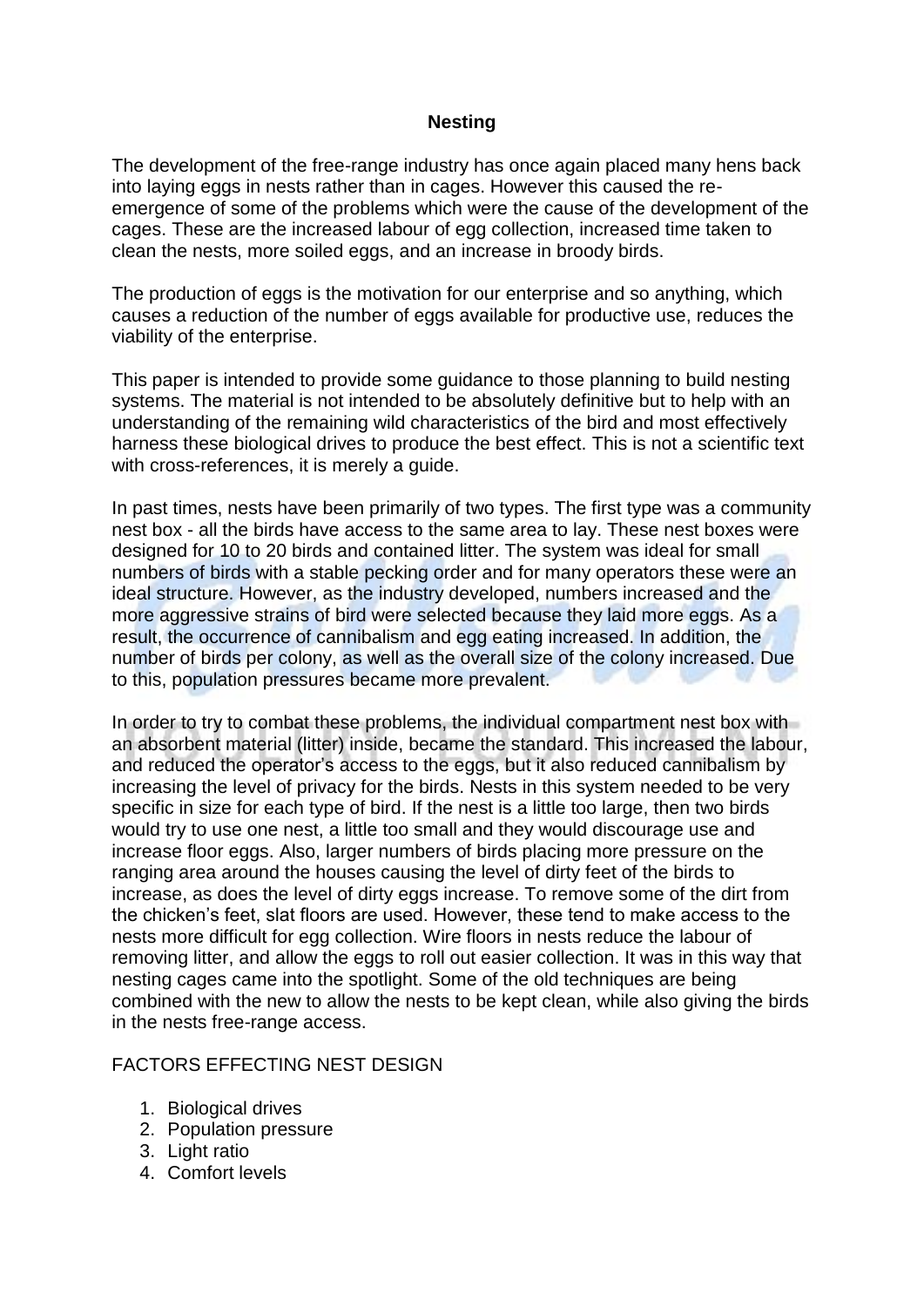## Nesting

The development of the free-range industry has once again placed many hens back into laying eggs in nests rather than in cages. However this caused the re-emergence of some of the problems which were the cause of the development of the cages. These are the increased labour of egg collection, increased time taken to clean the nests, more soiled eggs, and an increase in broody birds.

The production of eggs is the motivation for our enterprise and so anything, which causes a reduction of the number of eggs available for productive use, reduces the viability of the enterprise.

This paper is intended to provide some guidance to those planning to build nesting systems. The material is not intended to be absolutely definitive but to help with an understanding of the remaining wild characteristics of the bird and most effectively harness these biological drives to produce the best effect. This is not a scientific text with cross-references, it is merely a guide.

In past times, nests have been primarily of two types. The first type was a community nest box - all the birds have access to the same area to lay. These nest boxes were designed for 10 to 20 birds and contained litter. The system was ideal for small numbers of birds with a stable pecking order and for many operators these were an ideal structure. However, as the industry developed, numbers increased and the more aggressive strains of bird were selected because they laid more eggs. As a result, the occurrence of cannibalism and egg eating increased. In addition, the number of birds per colony, as well as the overall size of the colony increased. Due to this, population pressures became more prevalent.

In order to try to combat these problems, the individual compartment nest box with an absorbent material (litter) inside, became the standard. This increased the labour, and reduced the operator's access to the eggs, but it also reduced cannibalism by increasing the level of privacy for the birds. Nests in this system needed to be very specific in size for each type of bird. If the nest is a little too large, then two birds would try to use one nest, a little too small and they would discourage use and increase floor eggs. Also, larger numbers of birds placing more pressure on the ranging area around the houses causing the level of dirty feet of the birds to increase, as does the level of dirty eggs increase. To remove some of the dirt from the chicken's feet, slat floors are used. However, these tend to make access to the nests more difficult for egg collection. Wire floors in nests reduce the labour of removing litter, and allow the eggs to roll out easier collection. It was in this way that nesting cages came into the spotlight. Some of the old techniques are being combined with the new to allow the nests to be kept clean, while also giving the birds in the nests free-range access.

FACTORS EFFECTING NEST DESIGN

1. Biological drives
2. Population pressure
3. Light ratio
4. Comfort levels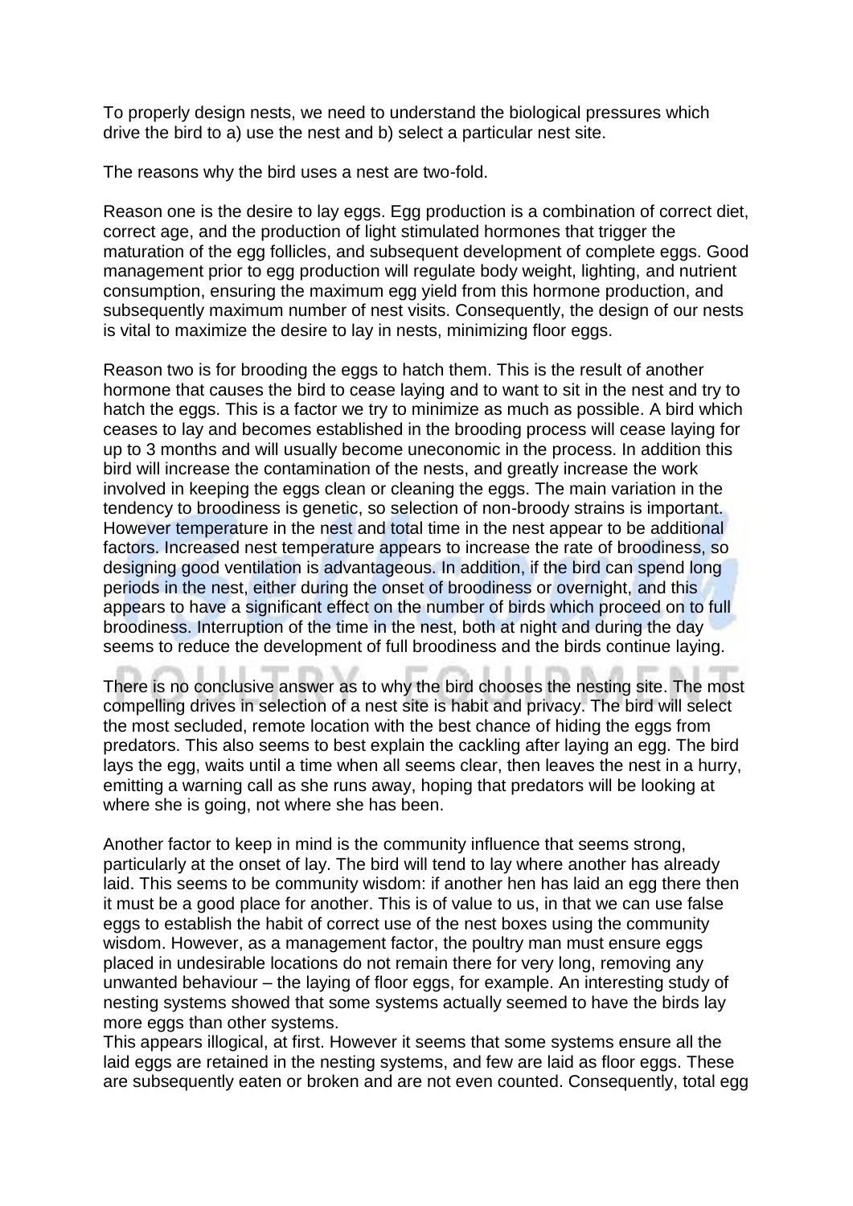To properly design nests, we need to understand the biological pressures which drive the bird to a) use the nest and b) select a particular nest site.

The reasons why the bird uses a nest are two-fold.

Reason one is the desire to lay eggs. Egg production is a combination of correct diet, correct age, and the production of light stimulated hormones that trigger the maturation of the egg follicles, and subsequent development of complete eggs. Good management prior to egg production will regulate body weight, lighting, and nutrient consumption, ensuring the maximum egg yield from this hormone production, and subsequently maximum number of nest visits. Consequently, the design of our nests is vital to maximize the desire to lay in nests, minimizing floor eggs.

Reason two is for brooding the eggs to hatch them. This is the result of another hormone that causes the bird to cease laying and to want to sit in the nest and try to hatch the eggs. This is a factor we try to minimize as much as possible. A bird which ceases to lay and becomes established in the brooding process will cease laying for up to 3 months and will usually become uneconomic in the process. In addition this bird will increase the contamination of the nests, and greatly increase the work involved in keeping the eggs clean or cleaning the eggs. The main variation in the tendency to broodiness is genetic, so selection of non-broody strains is important. However temperature in the nest and total time in the nest appear to be additional factors. Increased nest temperature appears to increase the rate of broodiness, so designing good ventilation is advantageous. In addition, if the bird can spend long periods in the nest, either during the onset of broodiness or overnight, and this appears to have a significant effect on the number of birds which proceed on to full broodiness. Interruption of the time in the nest, both at night and during the day seems to reduce the development of full broodiness and the birds continue laying.

There is no conclusive answer as to why the bird chooses the nesting site. The most compelling drives in selection of a nest site is habit and privacy. The bird will select the most secluded, remote location with the best chance of hiding the eggs from predators. This also seems to best explain the cackling after laying an egg. The bird lays the egg, waits until a time when all seems clear, then leaves the nest in a hurry, emitting a warning call as she runs away, hoping that predators will be looking at where she is going, not where she has been.

Another factor to keep in mind is the community influence that seems strong, particularly at the onset of lay. The bird will tend to lay where another has already laid. This seems to be community wisdom: if another hen has laid an egg there then it must be a good place for another. This is of value to us, in that we can use false eggs to establish the habit of correct use of the nest boxes using the community wisdom. However, as a management factor, the poultry man must ensure eggs placed in undesirable locations do not remain there for very long, removing any unwanted behaviour – the laying of floor eggs, for example. An interesting study of nesting systems showed that some systems actually seemed to have the birds lay more eggs than other systems.
This appears illogical, at first. However it seems that some systems ensure all the laid eggs are retained in the nesting systems, and few are laid as floor eggs. These are subsequently eaten or broken and are not even counted. Consequently, total egg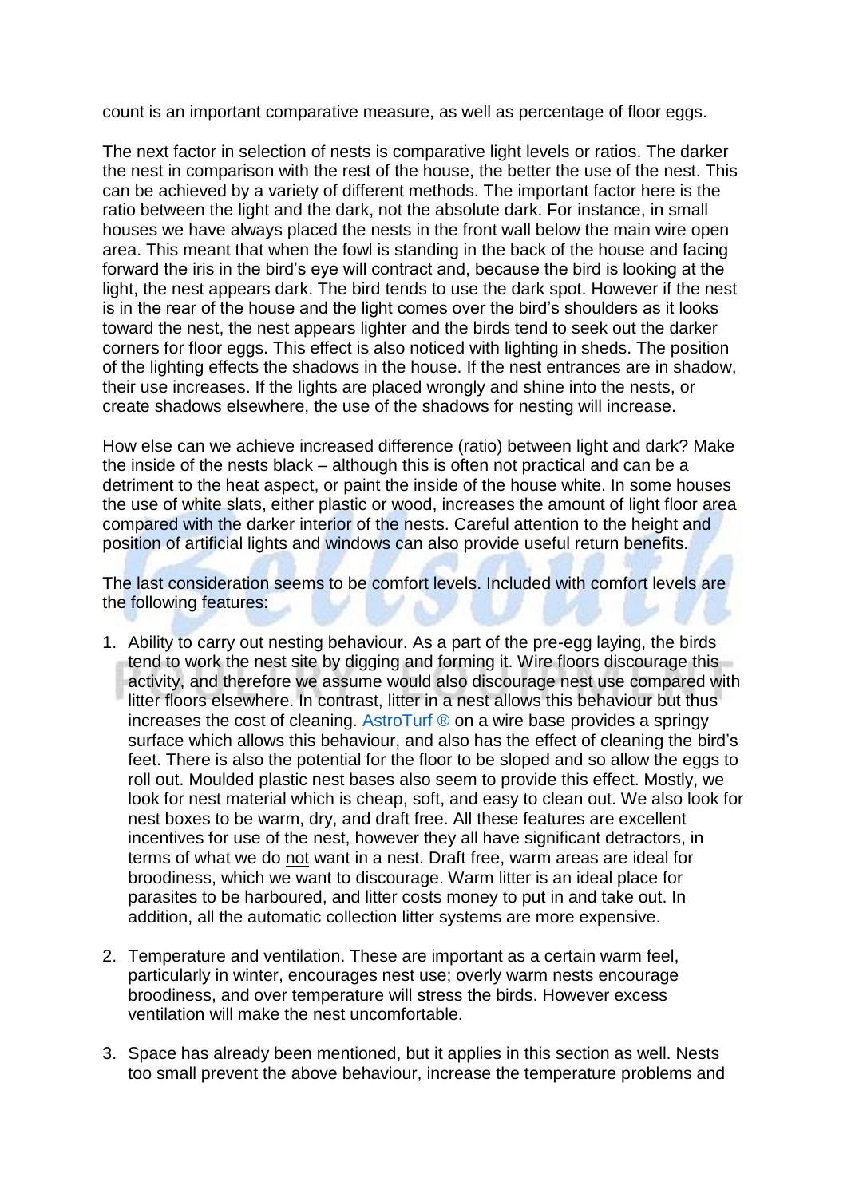count is an important comparative measure, as well as percentage of floor eggs.

The next factor in selection of nests is comparative light levels or ratios. The darker the nest in comparison with the rest of the house, the better the use of the nest. This can be achieved by a variety of different methods. The important factor here is the ratio between the light and the dark, not the absolute dark. For instance, in small houses we have always placed the nests in the front wall below the main wire open area. This meant that when the fowl is standing in the back of the house and facing forward the iris in the bird's eye will contract and, because the bird is looking at the light, the nest appears dark. The bird tends to use the dark spot. However if the nest is in the rear of the house and the light comes over the bird's shoulders as it looks toward the nest, the nest appears lighter and the birds tend to seek out the darker corners for floor eggs. This effect is also noticed with lighting in sheds. The position of the lighting effects the shadows in the house. If the nest entrances are in shadow, their use increases. If the lights are placed wrongly and shine into the nests, or create shadows elsewhere, the use of the shadows for nesting will increase.

How else can we achieve increased difference (ratio) between light and dark? Make the inside of the nests black – although this is often not practical and can be a detriment to the heat aspect, or paint the inside of the house white. In some houses the use of white slats, either plastic or wood, increases the amount of light floor area compared with the darker interior of the nests. Careful attention to the height and position of artificial lights and windows can also provide useful return benefits.

The last consideration seems to be comfort levels. Included with comfort levels are the following features:

1. Ability to carry out nesting behaviour. As a part of the pre-egg laying, the birds tend to work the nest site by digging and forming it. Wire floors discourage this activity, and therefore we assume would also discourage nest use compared with litter floors elsewhere. In contrast, litter in a nest allows this behaviour but thus increases the cost of cleaning. AstroTurf ® on a wire base provides a springy surface which allows this behaviour, and also has the effect of cleaning the bird's feet. There is also the potential for the floor to be sloped and so allow the eggs to roll out. Moulded plastic nest bases also seem to provide this effect. Mostly, we look for nest material which is cheap, soft, and easy to clean out. We also look for nest boxes to be warm, dry, and draft free. All these features are excellent incentives for use of the nest, however they all have significant detractors, in terms of what we do not want in a nest. Draft free, warm areas are ideal for broodiness, which we want to discourage. Warm litter is an ideal place for parasites to be harboured, and litter costs money to put in and take out. In addition, all the automatic collection litter systems are more expensive.

2. Temperature and ventilation. These are important as a certain warm feel, particularly in winter, encourages nest use; overly warm nests encourage broodiness, and over temperature will stress the birds. However excess ventilation will make the nest uncomfortable.

3. Space has already been mentioned, but it applies in this section as well. Nests too small prevent the above behaviour, increase the temperature problems and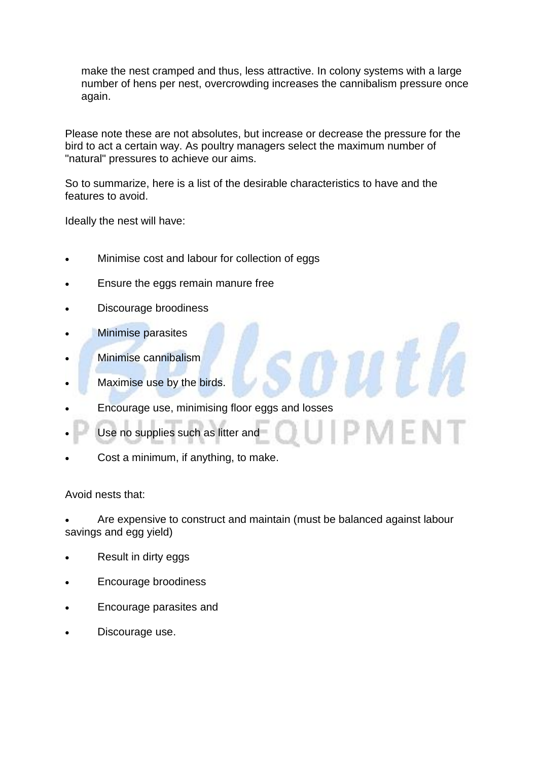make the nest cramped and thus, less attractive. In colony systems with a large number of hens per nest, overcrowding increases the cannibalism pressure once again.

Please note these are not absolutes, but increase or decrease the pressure for the bird to act a certain way. As poultry managers select the maximum number of "natural" pressures to achieve our aims.

So to summarize, here is a list of the desirable characteristics to have and the features to avoid.

Ideally the nest will have:

- Minimise cost and labour for collection of eggs
- Ensure the eggs remain manure free
- Discourage broodiness
- Minimise parasites
- Minimise cannibalism
- Maximise use by the birds.
- Encourage use, minimising floor eggs and losses
- Use no supplies such as litter and
- Cost a minimum, if anything, to make.

Avoid nests that:

- Are expensive to construct and maintain (must be balanced against labour savings and egg yield)
- Result in dirty eggs
- Encourage broodiness
- Encourage parasites and
- Discourage use.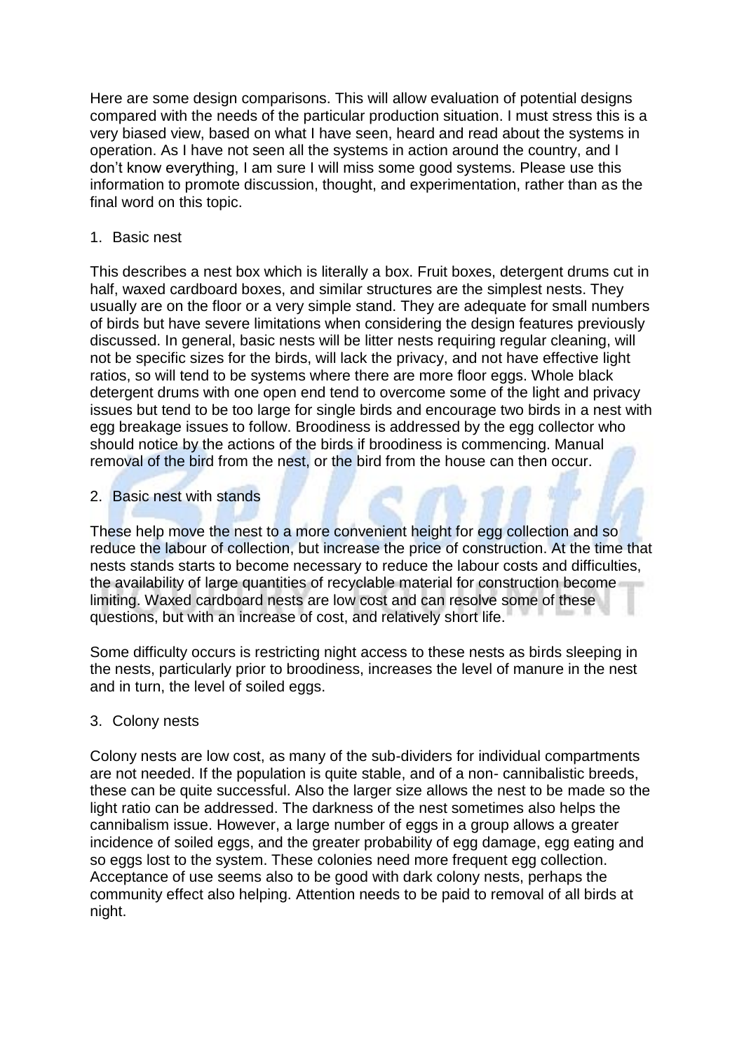Here are some design comparisons. This will allow evaluation of potential designs compared with the needs of the particular production situation. I must stress this is a very biased view, based on what I have seen, heard and read about the systems in operation. As I have not seen all the systems in action around the country, and I don't know everything, I am sure I will miss some good systems. Please use this information to promote discussion, thought, and experimentation, rather than as the final word on this topic.

1. Basic nest

This describes a nest box which is literally a box. Fruit boxes, detergent drums cut in half, waxed cardboard boxes, and similar structures are the simplest nests. They usually are on the floor or a very simple stand. They are adequate for small numbers of birds but have severe limitations when considering the design features previously discussed. In general, basic nests will be litter nests requiring regular cleaning, will not be specific sizes for the birds, will lack the privacy, and not have effective light ratios, so will tend to be systems where there are more floor eggs. Whole black detergent drums with one open end tend to overcome some of the light and privacy issues but tend to be too large for single birds and encourage two birds in a nest with egg breakage issues to follow. Broodiness is addressed by the egg collector who should notice by the actions of the birds if broodiness is commencing. Manual removal of the bird from the nest, or the bird from the house can then occur.

2. Basic nest with stands

These help move the nest to a more convenient height for egg collection and so reduce the labour of collection, but increase the price of construction. At the time that nests stands starts to become necessary to reduce the labour costs and difficulties, the availability of large quantities of recyclable material for construction become limiting. Waxed cardboard nests are low cost and can resolve some of these questions, but with an increase of cost, and relatively short life.

Some difficulty occurs is restricting night access to these nests as birds sleeping in the nests, particularly prior to broodiness, increases the level of manure in the nest and in turn, the level of soiled eggs.

3. Colony nests

Colony nests are low cost, as many of the sub-dividers for individual compartments are not needed. If the population is quite stable, and of a non- cannibalistic breeds, these can be quite successful. Also the larger size allows the nest to be made so the light ratio can be addressed. The darkness of the nest sometimes also helps the cannibalism issue. However, a large number of eggs in a group allows a greater incidence of soiled eggs, and the greater probability of egg damage, egg eating and so eggs lost to the system. These colonies need more frequent egg collection. Acceptance of use seems also to be good with dark colony nests, perhaps the community effect also helping. Attention needs to be paid to removal of all birds at night.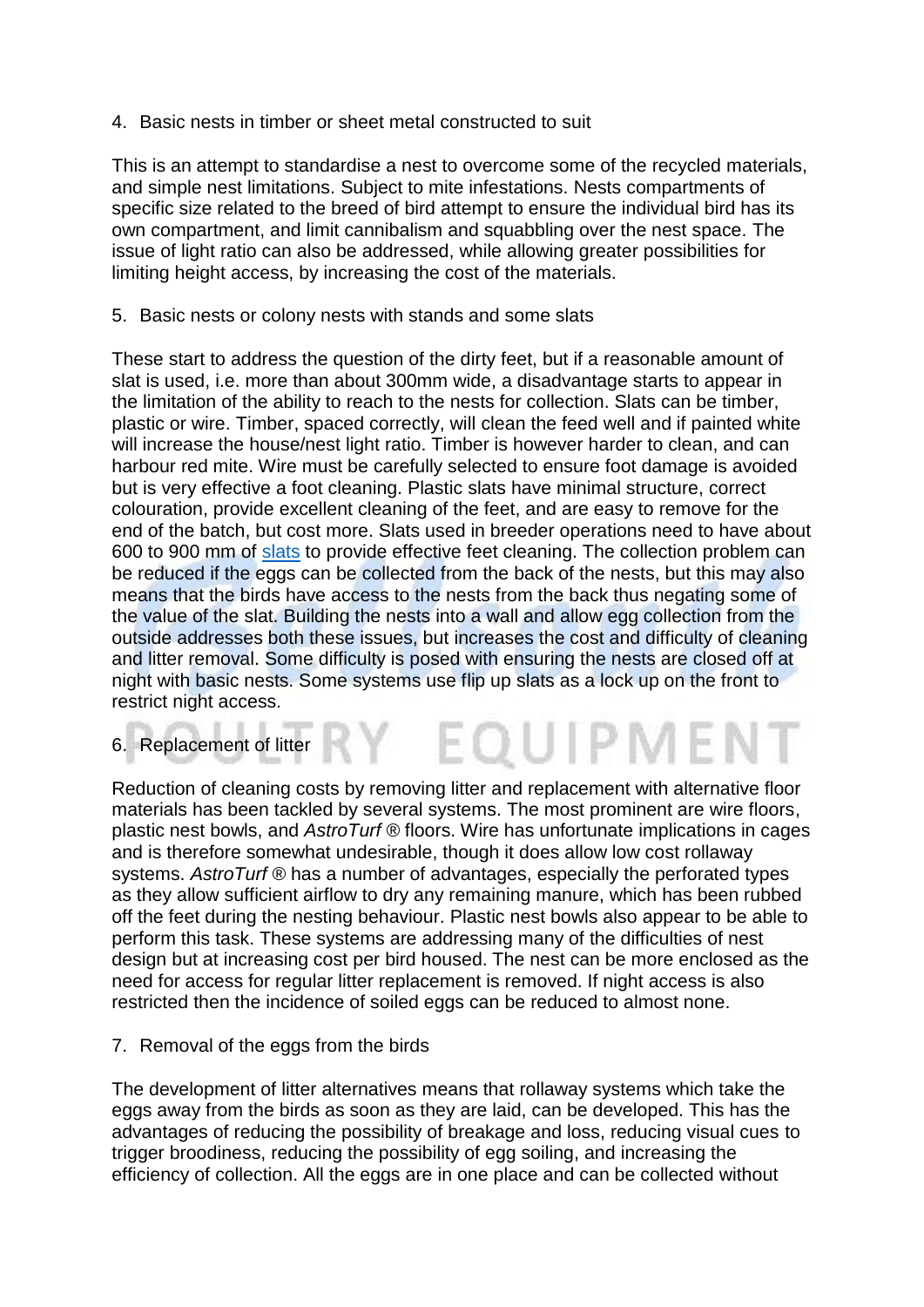4. Basic nests in timber or sheet metal constructed to suit

This is an attempt to standardise a nest to overcome some of the recycled materials, and simple nest limitations. Subject to mite infestations. Nests compartments of specific size related to the breed of bird attempt to ensure the individual bird has its own compartment, and limit cannibalism and squabbling over the nest space. The issue of light ratio can also be addressed, while allowing greater possibilities for limiting height access, by increasing the cost of the materials.

5. Basic nests or colony nests with stands and some slats

These start to address the question of the dirty feet, but if a reasonable amount of slat is used, i.e. more than about 300mm wide, a disadvantage starts to appear in the limitation of the ability to reach to the nests for collection. Slats can be timber, plastic or wire. Timber, spaced correctly, will clean the feed well and if painted white will increase the house/nest light ratio. Timber is however harder to clean, and can harbour red mite. Wire must be carefully selected to ensure foot damage is avoided but is very effective a foot cleaning. Plastic slats have minimal structure, correct colouration, provide excellent cleaning of the feet, and are easy to remove for the end of the batch, but cost more. Slats used in breeder operations need to have about 600 to 900 mm of slats to provide effective feet cleaning. The collection problem can be reduced if the eggs can be collected from the back of the nests, but this may also means that the birds have access to the nests from the back thus negating some of the value of the slat. Building the nests into a wall and allow egg collection from the outside addresses both these issues, but increases the cost and difficulty of cleaning and litter removal. Some difficulty is posed with ensuring the nests are closed off at night with basic nests. Some systems use flip up slats as a lock up on the front to restrict night access.

6. Replacement of litter

Reduction of cleaning costs by removing litter and replacement with alternative floor materials has been tackled by several systems. The most prominent are wire floors, plastic nest bowls, and *AstroTurf* ® floors. Wire has unfortunate implications in cages and is therefore somewhat undesirable, though it does allow low cost rollaway systems. *AstroTurf* ® has a number of advantages, especially the perforated types as they allow sufficient airflow to dry any remaining manure, which has been rubbed off the feet during the nesting behaviour. Plastic nest bowls also appear to be able to perform this task. These systems are addressing many of the difficulties of nest design but at increasing cost per bird housed. The nest can be more enclosed as the need for access for regular litter replacement is removed. If night access is also restricted then the incidence of soiled eggs can be reduced to almost none.

7. Removal of the eggs from the birds

The development of litter alternatives means that rollaway systems which take the eggs away from the birds as soon as they are laid, can be developed. This has the advantages of reducing the possibility of breakage and loss, reducing visual cues to trigger broodiness, reducing the possibility of egg soiling, and increasing the efficiency of collection. All the eggs are in one place and can be collected without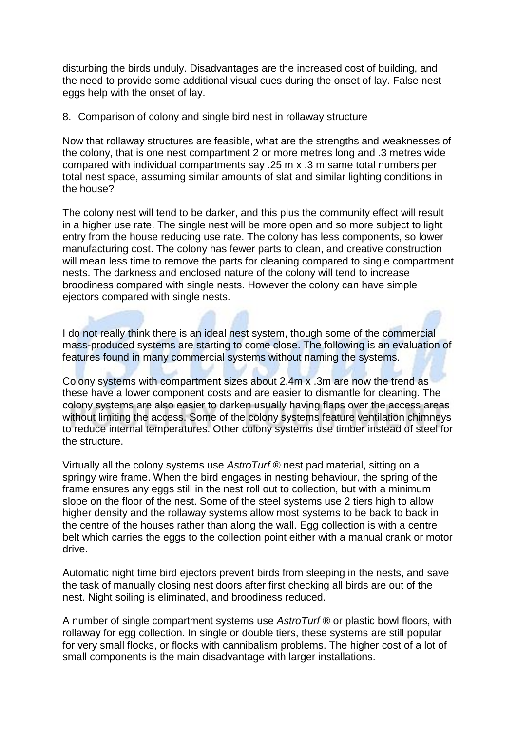disturbing the birds unduly. Disadvantages are the increased cost of building, and the need to provide some additional visual cues during the onset of lay. False nest eggs help with the onset of lay.

8. Comparison of colony and single bird nest in rollaway structure

Now that rollaway structures are feasible, what are the strengths and weaknesses of the colony, that is one nest compartment 2 or more metres long and .3 metres wide compared with individual compartments say .25 m x .3 m same total numbers per total nest space, assuming similar amounts of slat and similar lighting conditions in the house?

The colony nest will tend to be darker, and this plus the community effect will result in a higher use rate. The single nest will be more open and so more subject to light entry from the house reducing use rate. The colony has less components, so lower manufacturing cost. The colony has fewer parts to clean, and creative construction will mean less time to remove the parts for cleaning compared to single compartment nests. The darkness and enclosed nature of the colony will tend to increase broodiness compared with single nests. However the colony can have simple ejectors compared with single nests.

I do not really think there is an ideal nest system, though some of the commercial mass-produced systems are starting to come close. The following is an evaluation of features found in many commercial systems without naming the systems.

Colony systems with compartment sizes about 2.4m x .3m are now the trend as these have a lower component costs and are easier to dismantle for cleaning. The colony systems are also easier to darken usually having flaps over the access areas without limiting the access. Some of the colony systems feature ventilation chimneys to reduce internal temperatures. Other colony systems use timber instead of steel for the structure.

Virtually all the colony systems use *AstroTurf* ® nest pad material, sitting on a springy wire frame. When the bird engages in nesting behaviour, the spring of the frame ensures any eggs still in the nest roll out to collection, but with a minimum slope on the floor of the nest. Some of the steel systems use 2 tiers high to allow higher density and the rollaway systems allow most systems to be back to back in the centre of the houses rather than along the wall. Egg collection is with a centre belt which carries the eggs to the collection point either with a manual crank or motor drive.

Automatic night time bird ejectors prevent birds from sleeping in the nests, and save the task of manually closing nest doors after first checking all birds are out of the nest. Night soiling is eliminated, and broodiness reduced.

A number of single compartment systems use *AstroTurf* ® or plastic bowl floors, with rollaway for egg collection. In single or double tiers, these systems are still popular for very small flocks, or flocks with cannibalism problems. The higher cost of a lot of small components is the main disadvantage with larger installations.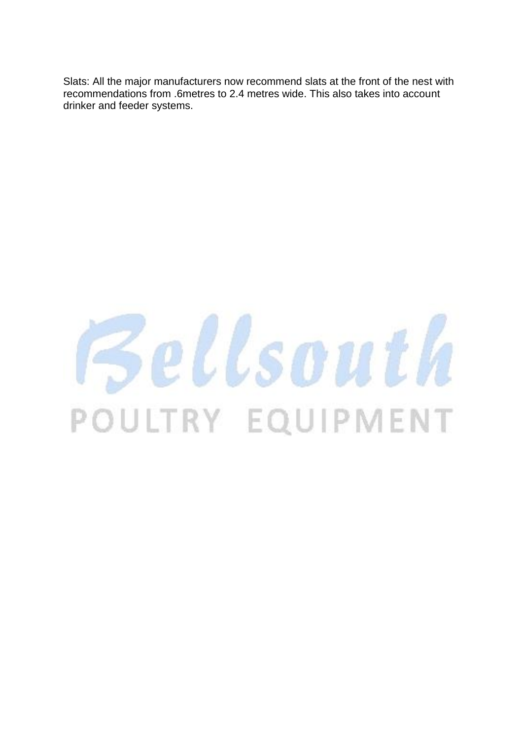Slats: All the major manufacturers now recommend slats at the front of the nest with recommendations from .6metres to 2.4 metres wide. This also takes into account drinker and feeder systems.